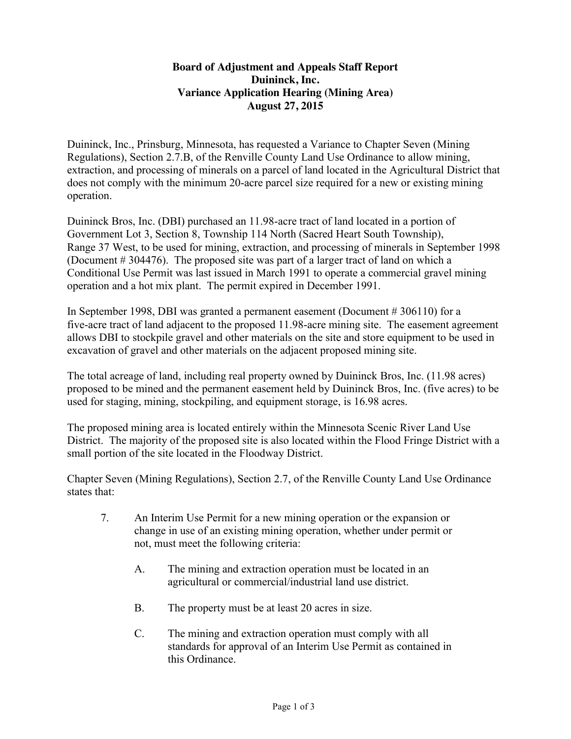# Board of Adjustment and Appeals Staff Report
## Duininck, Inc.
## Variance Application Hearing (Mining Area)
## August 27, 2015

Duininck, Inc., Prinsburg, Minnesota, has requested a Variance to Chapter Seven (Mining Regulations), Section 2.7.B, of the Renville County Land Use Ordinance to allow mining, extraction, and processing of minerals on a parcel of land located in the Agricultural District that does not comply with the minimum 20-acre parcel size required for a new or existing mining operation.

Duininck Bros, Inc. (DBI) purchased an 11.98-acre tract of land located in a portion of Government Lot 3, Section 8, Township 114 North (Sacred Heart South Township), Range 37 West, to be used for mining, extraction, and processing of minerals in September 1998 (Document # 304476). The proposed site was part of a larger tract of land on which a Conditional Use Permit was last issued in March 1991 to operate a commercial gravel mining operation and a hot mix plant. The permit expired in December 1991.

In September 1998, DBI was granted a permanent easement (Document # 306110) for a five-acre tract of land adjacent to the proposed 11.98-acre mining site. The easement agreement allows DBI to stockpile gravel and other materials on the site and store equipment to be used in excavation of gravel and other materials on the adjacent proposed mining site.

The total acreage of land, including real property owned by Duininck Bros, Inc. (11.98 acres) proposed to be mined and the permanent easement held by Duininck Bros, Inc. (five acres) to be used for staging, mining, stockpiling, and equipment storage, is 16.98 acres.

The proposed mining area is located entirely within the Minnesota Scenic River Land Use District. The majority of the proposed site is also located within the Flood Fringe District with a small portion of the site located in the Floodway District.

Chapter Seven (Mining Regulations), Section 2.7, of the Renville County Land Use Ordinance states that:

7. An Interim Use Permit for a new mining operation or the expansion or change in use of an existing mining operation, whether under permit or not, must meet the following criteria:

   A. The mining and extraction operation must be located in an agricultural or commercial/industrial land use district.

   B. The property must be at least 20 acres in size.

   C. The mining and extraction operation must comply with all standards for approval of an Interim Use Permit as contained in this Ordinance.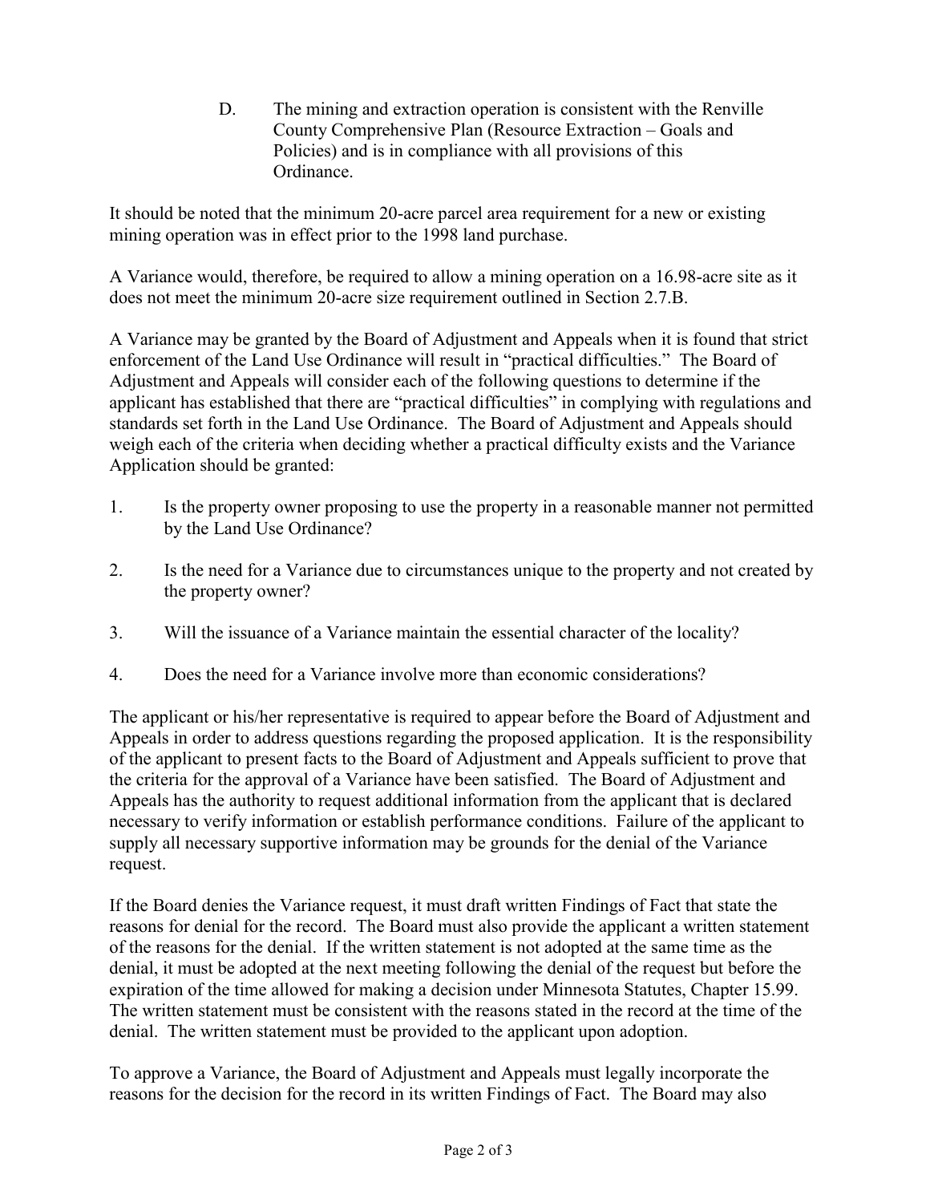D. The mining and extraction operation is consistent with the Renville County Comprehensive Plan (Resource Extraction – Goals and Policies) and is in compliance with all provisions of this Ordinance.

It should be noted that the minimum 20-acre parcel area requirement for a new or existing mining operation was in effect prior to the 1998 land purchase.

A Variance would, therefore, be required to allow a mining operation on a 16.98-acre site as it does not meet the minimum 20-acre size requirement outlined in Section 2.7.B.

A Variance may be granted by the Board of Adjustment and Appeals when it is found that strict enforcement of the Land Use Ordinance will result in "practical difficulties." The Board of Adjustment and Appeals will consider each of the following questions to determine if the applicant has established that there are "practical difficulties" in complying with regulations and standards set forth in the Land Use Ordinance. The Board of Adjustment and Appeals should weigh each of the criteria when deciding whether a practical difficulty exists and the Variance Application should be granted:

1. Is the property owner proposing to use the property in a reasonable manner not permitted by the Land Use Ordinance?

2. Is the need for a Variance due to circumstances unique to the property and not created by the property owner?

3. Will the issuance of a Variance maintain the essential character of the locality?

4. Does the need for a Variance involve more than economic considerations?

The applicant or his/her representative is required to appear before the Board of Adjustment and Appeals in order to address questions regarding the proposed application. It is the responsibility of the applicant to present facts to the Board of Adjustment and Appeals sufficient to prove that the criteria for the approval of a Variance have been satisfied. The Board of Adjustment and Appeals has the authority to request additional information from the applicant that is declared necessary to verify information or establish performance conditions. Failure of the applicant to supply all necessary supportive information may be grounds for the denial of the Variance request.

If the Board denies the Variance request, it must draft written Findings of Fact that state the reasons for denial for the record. The Board must also provide the applicant a written statement of the reasons for the denial. If the written statement is not adopted at the same time as the denial, it must be adopted at the next meeting following the denial of the request but before the expiration of the time allowed for making a decision under Minnesota Statutes, Chapter 15.99. The written statement must be consistent with the reasons stated in the record at the time of the denial. The written statement must be provided to the applicant upon adoption.

To approve a Variance, the Board of Adjustment and Appeals must legally incorporate the reasons for the decision for the record in its written Findings of Fact. The Board may also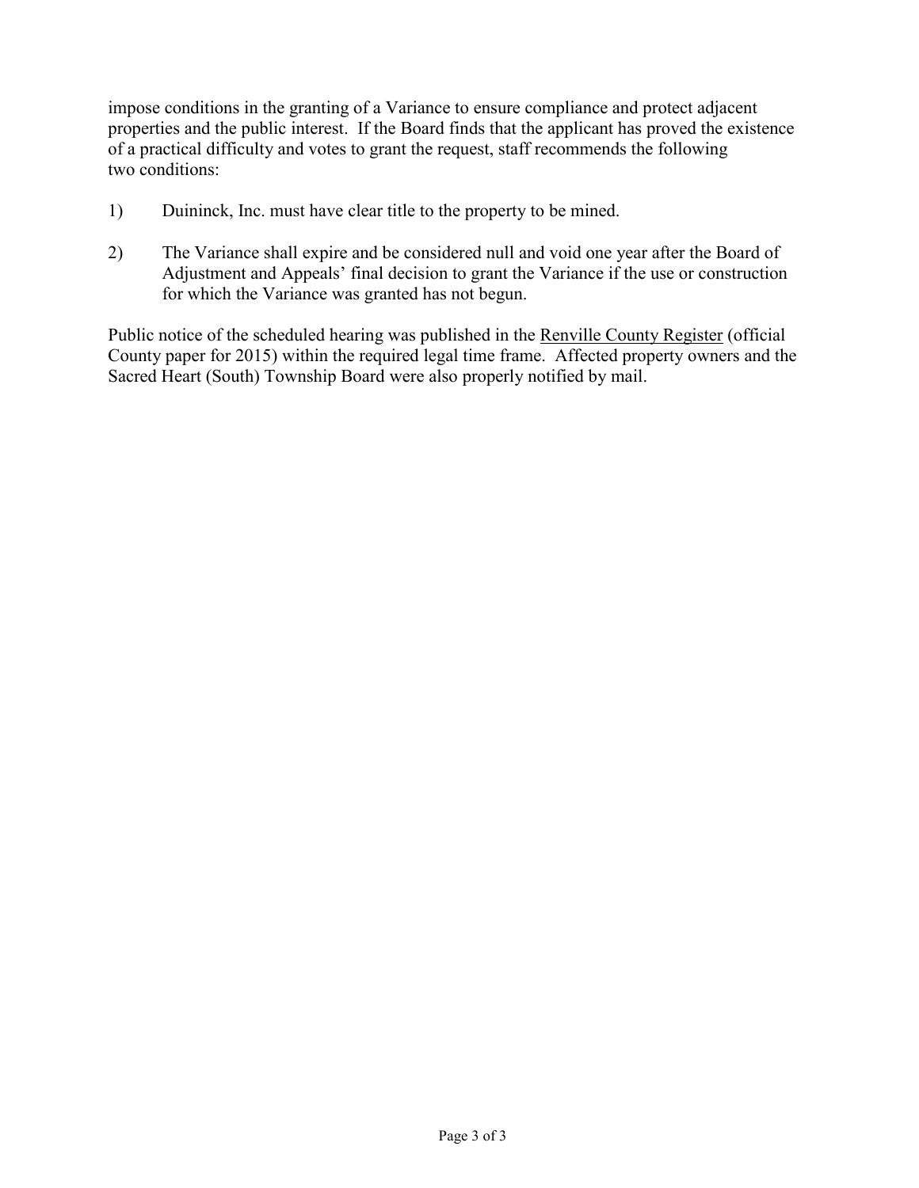impose conditions in the granting of a Variance to ensure compliance and protect adjacent properties and the public interest. If the Board finds that the applicant has proved the existence of a practical difficulty and votes to grant the request, staff recommends the following two conditions:

1) Duininck, Inc. must have clear title to the property to be mined.

2) The Variance shall expire and be considered null and void one year after the Board of Adjustment and Appeals' final decision to grant the Variance if the use or construction for which the Variance was granted has not begun.

Public notice of the scheduled hearing was published in the Renville County Register (official County paper for 2015) within the required legal time frame. Affected property owners and the Sacred Heart (South) Township Board were also properly notified by mail.